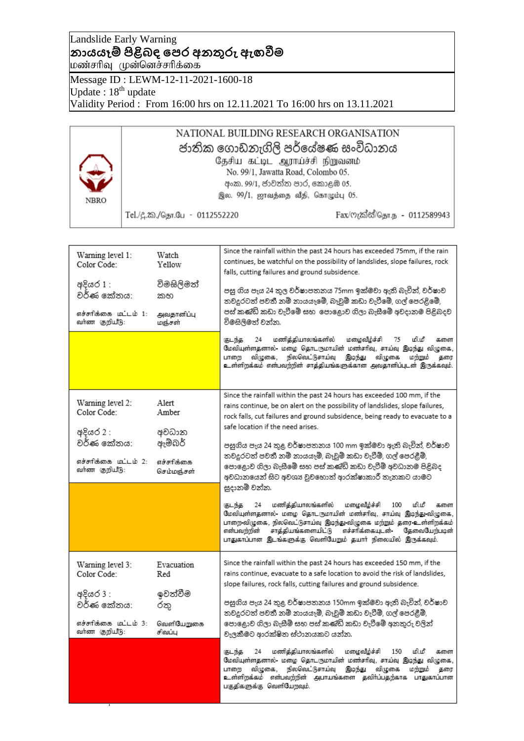Landslide Early Warning

**නායයෑම් පිළිබඳ පෙර අනතුරු ඇඟවීම**

மண்சரிவு முன்னெச்சரிக்கை

Message ID : LEWM-12-11-2021-1600-18

Update : 18th update

Validity Period : From 16:00 hrs on 12.11.2021 To 16:00 hrs on 13.11.2021

NBRO

NATIONAL BUILDING RESEARCH ORGANISATION

ජාතික ගොඩනැගිලි පර්යේෂණ සංවිධානය

தேசிய கட்டிட ஆராய்ச்சி நிறுவனம்

No. 99/1, Jawatta Road, Colombo 05.

අංක. 99/1, ජාවත්ත පාර, කොළඹ 05.

இல. 99/1, ஜாவத்தை வீதி, கொழும்பு 05.

Tel./දු.ක./தொ.பே - 0112552220 Fax/ෆැක්ස්/தொ.ந - 0112589943

| Warning level | Description |
|---|---|
| Warning level 1: Watch<br>Color Code: Yellow<br><br>අදියර 1 : විමසිලිමත්<br>වර්ණ කේතය: කහ<br><br>எச்சரிக்கை மட்டம் 1: அவதானிப்பு<br>வர்ண குறியீடு: மஞ்சள் | Since the rainfall within the past 24 hours has exceeded 75mm, if the rain continues, be watchful on the possibility of landslides, slope failures, rock falls, cutting failures and ground subsidence.<br><br>පසු ගිය පැය 24 තුල වර්ෂාපතනය 75mm ඉක්මවා ඇති බැවින්, වර්ෂාව තවදුරටත් පවතී නම් නායයෑමේ, බෑවුම් කඩා වැටීමේ, ගල් පෙරළීමේ, පස් කණ්ඩි කඩා වැටීමේ සහ පොළොව ගිලා බැසීමේ අවදානම පිළිබඳව විමසිලිමත් වන්න.<br><br>கடந்த 24 மணித்தியாலங்களில் மழைவீழ்ச்சி 75 மி.மீ களை மேவியுள்ளதனால்- மழை தொடருமாயின் மண்சரிவு, சாய்வு இடிந்து விழுகை, பாறை விழுகை, நிலவெட்டுசாய்வு இடிந்து விழுகை மற்றும் தரை உள்ளிறக்கம் என்பவற்றின் சாத்தியங்களுக்கான அவதானிப்புடன் இருக்கவும். |
| Warning level 2: Alert<br>Color Code: Amber<br><br>අදියර 2 : අවධාන<br>වර්ණ කේතය: ඇම්බර්<br><br>எச்சரிக்கை மட்டம் 2: எச்சரிக்கை<br>வர்ண குறியீடு: செம்மஞ்சள் | Since the rainfall within the past 24 hours has exceeded 100 mm, if the rains continue, be on alert on the possibility of landslides, slope failures, rock falls, cut failures and ground subsidence, being ready to evacuate to a safe location if the need arises.<br><br>පසුගිය පැය 24 තුළ වර්ෂාපතනය 100 mm ඉක්මවා ඇති බැවින්, වර්ෂාව තවදුරටත් පවතී නම් නායයෑම්, බෑවුම් කඩා වැටීම්, ගල් පෙරළීම්, පොළොව ගිලා බැසීමේ සහ පස් කණ්ඩි කඩා වැටීම් අවධානම පිළිබඳ අවධානයෙන් සිට අවශ්‍ය වුවහොත් ආරක්ෂාකාරී ස්ථානයකට යාමට සූදානම් වන්න.<br><br>கடந்த 24 மணித்தியாலங்களில் மழைவீழ்ச்சி 100 மி.மீ களை மேவியுள்ளதனால்- மழை தொடருமாயின் மண்சரிவு, சாய்வு இடிந்து-விழுகை, பாறை-விழுகை, நிலவெட்டுசாய்வு இடிந்து-விழுகை மற்றும் தரை-உள்ளிறக்கம் என்பவற்றின் சாத்தியங்களையிட்டு எச்சரிக்கையுடன்- தேவையேற்படின் பாதுகாப்பான இடங்களுக்கு வெளியேறும் தயார் நிலையில் இருக்கவும். |
| Warning level 3: Evacuation<br>Color Code: Red<br><br>අදියර 3 : ඉවත්වීම<br>වර්ණ කේතය: රතු<br><br>எச்சரிக்கை மட்டம் 3: வெளியேறுகை<br>வர்ண குறியீடு: சிவப்பு | Since the rainfall within the past 24 hours has exceeded 150 mm, if the rains continue, evacuate to a safe location to avoid the risk of landslides, slope failures, rock falls, cutting failures and ground subsidence.<br><br>පසුගිය පැය 24 තුළ වර්ෂාපතනය 150mm ඉක්මවා ඇති බැවින්, වර්ෂාව තවදුරටත් පවතී නම් නායයෑම්, බෑවුම් කඩා වැටීම්, ගල් පෙරළීම්, පොළොව ගිලා බැසීම් සහ පස් කණ්ඩි කඩා වැටීමේ අනතුරු වලින් වැලකීමට ආරක්ෂිත ස්ථානයකට යන්න.<br><br>கடந்த 24 மணித்தியாலங்களில் மழைவீழ்ச்சி 150 மி.மீ களை மேவியுள்ளதனால்- மழை தொடருமாயின் மண்சரிவு, சாய்வு இடிந்து விழுகை, பாறை விழுகை, நிலவெட்டுசாய்வு இடிந்து விழுகை மற்றும் தரை உள்ளிறக்கம் என்பவற்றின் அபாயங்களை தவிர்ப்பதற்காக பாதுகாப்பான பகுதிகளுக்கு வெளியேறவும். |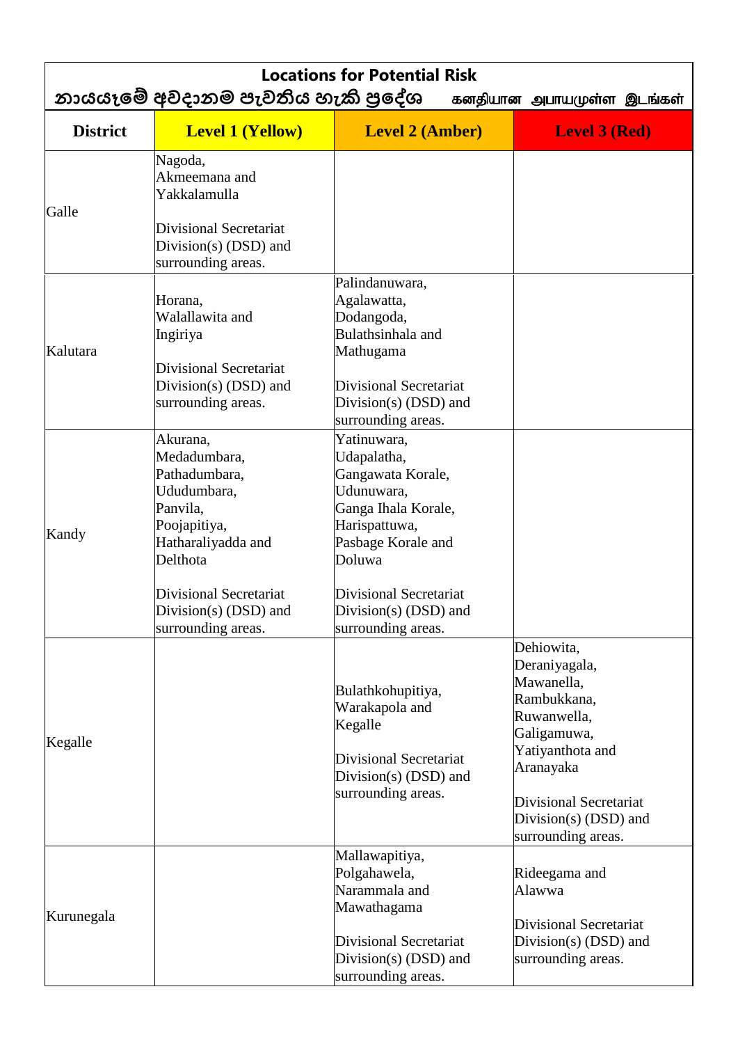# Locations for Potential Risk

## නායයෑමේ අවදානම පැවතිය හැකි ප්‍රදේශ கனதியான அபாயமுள்ள இடங்கள்

| District | Level 1 (Yellow) | Level 2 (Amber) | Level 3 (Red) |
|---|---|---|---|
| Galle | Nagoda, Akmeemana and Yakkalamulla<br><br>Divisional Secretariat Division(s) (DSD) and surrounding areas. | | |
| Kalutara | Horana, Walallawita and Ingiriya<br><br>Divisional Secretariat Division(s) (DSD) and surrounding areas. | Palindanuwara, Agalawatta, Dodangoda, Bulathsinhala and Mathugama<br><br>Divisional Secretariat Division(s) (DSD) and surrounding areas. | |
| Kandy | Akurana, Medadumbara, Pathadumbara, Ududumbara, Panvila, Poojapitiya, Hatharaliyadda and Delthota<br><br>Divisional Secretariat Division(s) (DSD) and surrounding areas. | Yatinuwara, Udapalatha, Gangawata Korale, Udunuwara, Ganga Ihala Korale, Harispattuwa, Pasbage Korale and Doluwa<br><br>Divisional Secretariat Division(s) (DSD) and surrounding areas. | |
| Kegalle | | Bulathkohupitiya, Warakapola and Kegalle<br><br>Divisional Secretariat Division(s) (DSD) and surrounding areas. | Dehiowita, Deraniyagala, Mawanella, Rambukkana, Ruwanwella, Galigamuwa, Yatiyanthota and Aranayaka<br><br>Divisional Secretariat Division(s) (DSD) and surrounding areas. |
| Kurunegala | | Mallawapitiya, Polgahawela, Narammala and Mawathagama<br><br>Divisional Secretariat Division(s) (DSD) and surrounding areas. | Rideegama and Alawwa<br><br>Divisional Secretariat Division(s) (DSD) and surrounding areas. |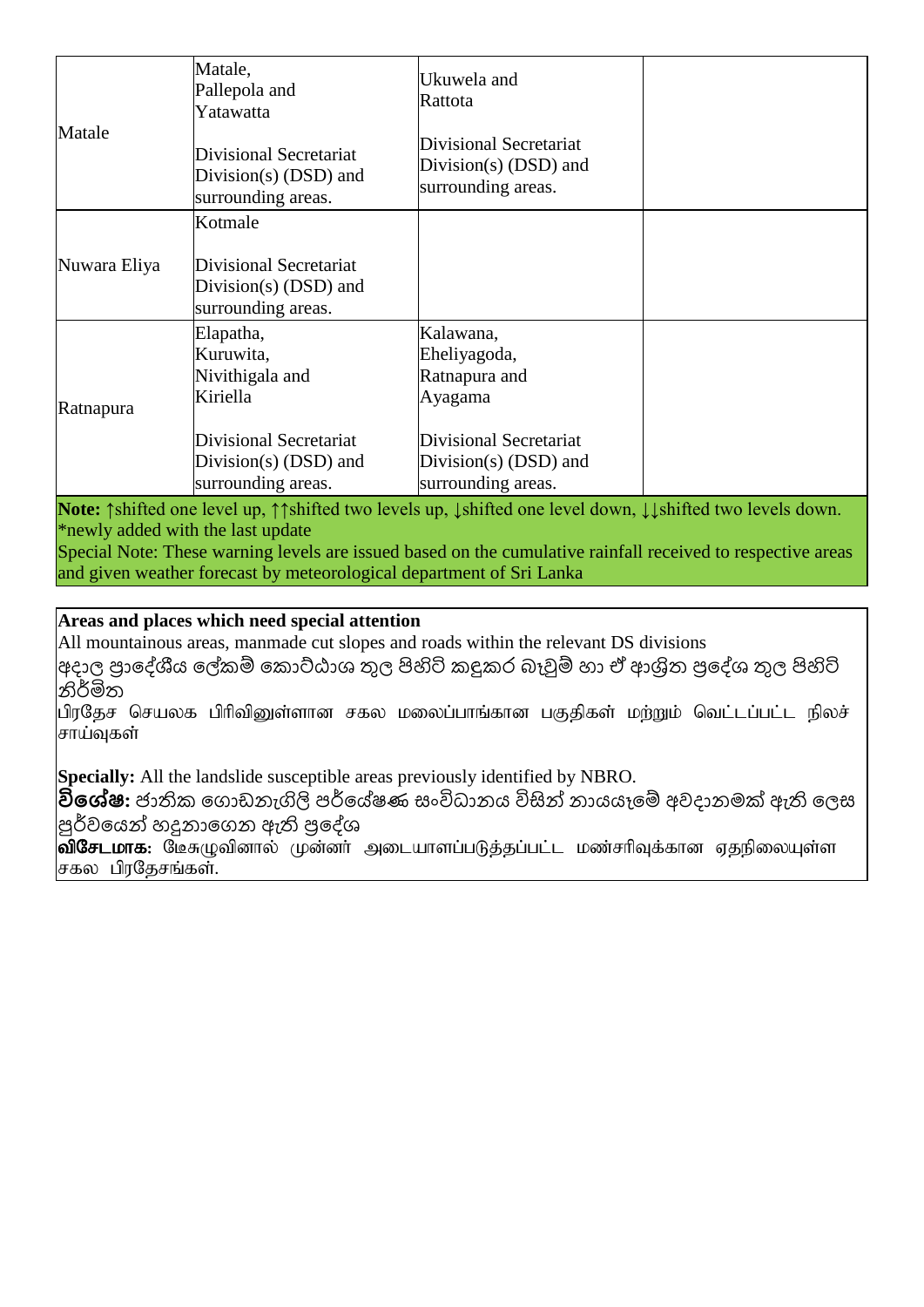| | | | |
|---|---|---|---|
| Matale | Matale, Pallepola and Yatawatta<br><br>Divisional Secretariat Division(s) (DSD) and surrounding areas. | Ukuwela and Rattota<br><br>Divisional Secretariat Division(s) (DSD) and surrounding areas. | |
| Nuwara Eliya | Kotmale<br><br>Divisional Secretariat Division(s) (DSD) and surrounding areas. | | |
| Ratnapura | Elapatha, Kuruwita, Nivithigala and Kiriella<br><br>Divisional Secretariat Division(s) (DSD) and surrounding areas. | Kalawana, Eheliyagoda, Ratnapura and Ayagama<br><br>Divisional Secretariat Division(s) (DSD) and surrounding areas. | |

**Note:** ↑shifted one level up, ↑↑shifted two levels up, ↓shifted one level down, ↓↓shifted two levels down.
*newly added with the last update
Special Note: These warning levels are issued based on the cumulative rainfall received to respective areas and given weather forecast by meteorological department of Sri Lanka

**Areas and places which need special attention**
All mountainous areas, manmade cut slopes and roads within the relevant DS divisions
අදාල ප්‍රාදේශීය ලේකම් කොට්ඨාශ තුල පිහිටි කඳුකර බෑවුම් හා ඒ ආශ්‍රිත ප්‍රදේශ තුල පිහිටි නිර්මිත
பிரதேச செயலக பிரிவினுள்ளான சகல மலைப்பாங்கான பகுதிகள் மற்றும் வெட்டப்பட்ட நிலச் சாய்வுகள்

**Specially:** All the landslide susceptible areas previously identified by NBRO.
**විශේෂ:** ජාතික ගොඩනැගිලි පර්යේෂණ සංවිධානය විසින් නායයෑමේ අවදානමක් ඇති ලෙස පූර්වයෙන් හඳුනාගෙන ඇති ප්‍රදේශ
**விசேடமாக:** மேசுழுவினால் முன்னர் அடையாளப்படுத்தப்பட்ட மண்சரிவுக்கான ஏதுநிலையுள்ள சகல பிரதேசங்கள்.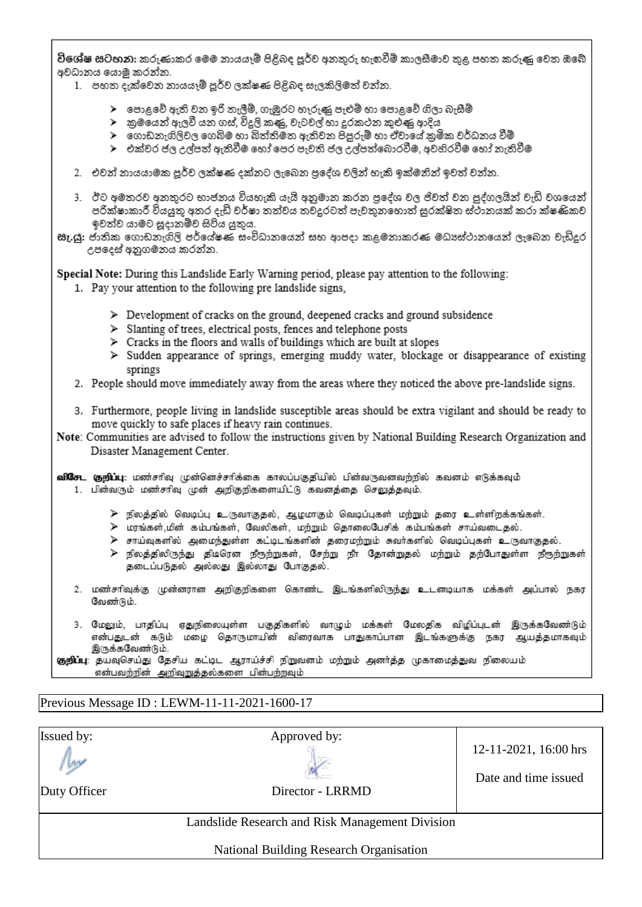**විශේෂ සටහන:** කරුණාකර මෙම නායයෑම් පිළිබඳ පූර්ව අනතුරු හැඟවීම් කාලසීමාව තුළ පහත කරුණු වෙත ඔබේ අවධානය යොමු කරන්න.

1. පහත දැක්වෙන නායයෑම් පූර්ව ලක්ෂණ පිළිබඳ සැලකිලිමත් වන්න.

   - පොළවේ ඇති වන ඉරි තැලීම්, ගැඹුරට හෑරුණු පැළුම් හා පොළවේ ගිලා බැසීම්
   - ක්‍රමයෙන් ඇලවී යන ගස්, විදුලි කණු, වැටවල් හා දුරකථන කුළුණු ආදිය
   - ගොඩනැගිලිවල ගෙබිම හා බිත්තිමත ඇතිවන පිපුරුම් හා ඒවායේ ක්‍රමික වර්ධනය වීම්
   - එක්වර ජල උල්පත් ඇතිවීම හෝ පෙර පැවති ජල උල්පත්බොරවීම, අවහිරවීම හෝ නැතිවීම

2. එවන් නායයාමක පූර්ව ලක්ෂණ දක්නට ලැබෙන ප්‍රදේශ වලින් හැකි ඉක්මනින් ඉවත් වන්න.

3. ඊට අමතරව අනතුරට භාජනය වියහැකි යැයි අනුමාන කරන ප්‍රදේශ වල ජීවත් වන පුද්ගලයින් වැඩි වශයෙන් පරීක්ෂාකාරී වියයුතු අතර දැඩි වර්ෂා තත්වය තවදුරටත් පැවතුනහොත් සුරක්ෂිත ස්ථානයක් කරා ක්ෂණිකව ඉවත්ව යාමට සූදානම්ව සිටිය යුතුය.

**සැ.යු:** ජාතික ගොඩනැගිලි පර්යේෂණ සංවිධානයෙන් සහ ආපදා කළමනාකරණ මධ්‍යස්ථානයෙන් ලැබෙන වැඩිදුර උපදෙස් අනුගමනය කරන්න.

**Special Note:** During this Landslide Early Warning period, please pay attention to the following:

1. Pay your attention to the following pre landslide signs,

   - Development of cracks on the ground, deepened cracks and ground subsidence
   - Slanting of trees, electrical posts, fences and telephone posts
   - Cracks in the floors and walls of buildings which are built at slopes
   - Sudden appearance of springs, emerging muddy water, blockage or disappearance of existing springs

2. People should move immediately away from the areas where they noticed the above pre-landslide signs.

3. Furthermore, people living in landslide susceptible areas should be extra vigilant and should be ready to move quickly to safe places if heavy rain continues.

**Note**: Communities are advised to follow the instructions given by National Building Research Organization and Disaster Management Center.

**விசேட குறிப்பு:** மண்சரிவு முன்னெச்சரிக்கை காலப்பகுதியில் பின்வருவனவற்றில் கவனம் எடுக்கவும்

1. பின்வரும் மண்சரிவு முன் அறிகுறிகளையிட்டு கவனத்தை செலுத்தவும்.

   - நிலத்தில் வெடிப்பு உருவாகுதல், ஆழமாகும் வெடிப்புகள் மற்றும் தரை உள்ளிறக்கங்கள்.
   - மரங்கள்,மின் கம்பங்கள், வேலிகள், மற்றும் தொலைபேசிக் கம்பங்கள் சாய்வடைதல்.
   - சாய்வுகளில் அமைந்துள்ள கட்டிடங்களின் தரைமற்றும் சுவர்களில் வெடிப்புகள் உருவாகுதல்.
   - நிலத்திலிருந்து திடீரென நீரூற்றுகள், சேற்று நீர் தோன்றுதல் மற்றும் தற்போதுள்ள நீரூற்றுகள் தடைப்படுதல் அல்லது இல்லாது போகுதல்.

2. மண்சரிவுக்கு முன்னரான அறிகுறிகளை கொண்ட இடங்களிலிருந்து உடனடியாக மக்கள் அப்பால் நகர வேண்டும்.

3. மேலும், பாதிப்பு ஏதுநிலையுள்ள பகுதிகளில் வாழும் மக்கள் மேலதிக விழிப்புடன் இருக்கவேண்டும் என்பதுடன் கடும் மழை தொடருமாயின் விரைவாக பாதுகாப்பான இடங்களுக்கு நகர ஆயத்தமாகவும் இருக்கவேண்டும்.

**குறிப்பு**: தயவுசெய்து தேசிய கட்டிட ஆராய்ச்சி நிறுவனம் மற்றும் அனர்த்த முகாமைத்துவ நிலையம் என்பவற்றின் அறிவுறுத்தல்களை பின்பற்றவும்

Previous Message ID : LEWM-11-11-2021-1600-17

| Issued by: | Approved by: | 12-11-2021, 16:00 hrs |
|---|---|---|
| Duty Officer | Director - LRRMD | Date and time issued |

Landslide Research and Risk Management Division

National Building Research Organisation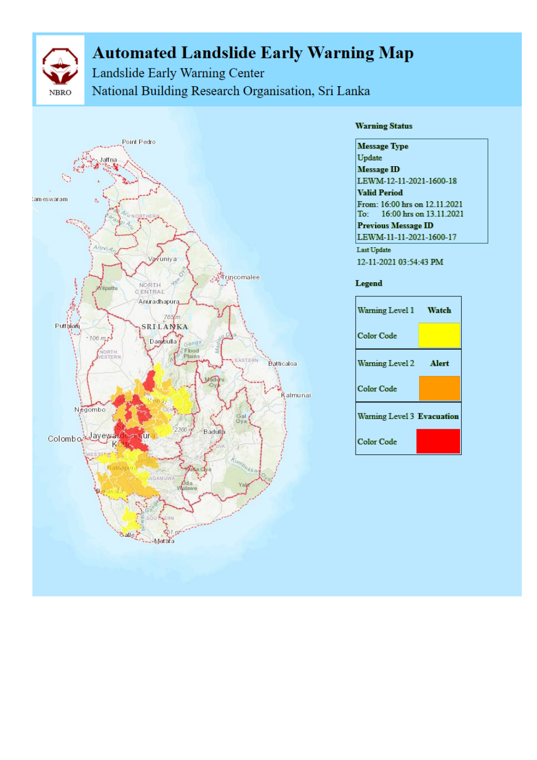# Automated Landslide Early Warning Map

Landslide Early Warning Center

National Building Research Organisation, Sri Lanka

NBRO

Point Pedro
Jaffna
Rameswaram
NORTHERN
Vavuniya
Trincomalee
Wilpattu
NORTH CENTRAL
Anuradhapura
Puttalam
765 m
SRI LANKA
106 m
Dambulla
NORTH WESTERN
Flood Plains
EASTERN
Batticaloa
Maduru Oya
Kalmunai
Negombo
Kandy
Gal Oya
2366 m
Colombo
Jayewardenepura Kotte
Badulla
UVA
WESTERN
Ratnapura
Kumbukkan Oya
SABARAGAMUWA
Uda Walawe
Yala
Beruwala
SOUTHERN
Galle
Matara

**Warning Status**

| |
|---|
| **Message Type** |
| Update |
| **Message ID** |
| LEWM-12-11-2021-1600-18 |
| **Valid Period** |
| From: 16:00 hrs on 12.11.2021 |
| To: 16:00 hrs on 13.11.2021 |
| **Previous Message ID** |
| LEWM-11-11-2021-1600-17 |

**Last Update**

12-11-2021 03:54:43 PM

**Legend**

| | |
|---|---|
| Warning Level 1 | **Watch** |
| Color Code | (Yellow) |
| Warning Level 2 | **Alert** |
| Color Code | (Orange) |
| Warning Level 3 | **Evacuation** |
| Color Code | (Red) |